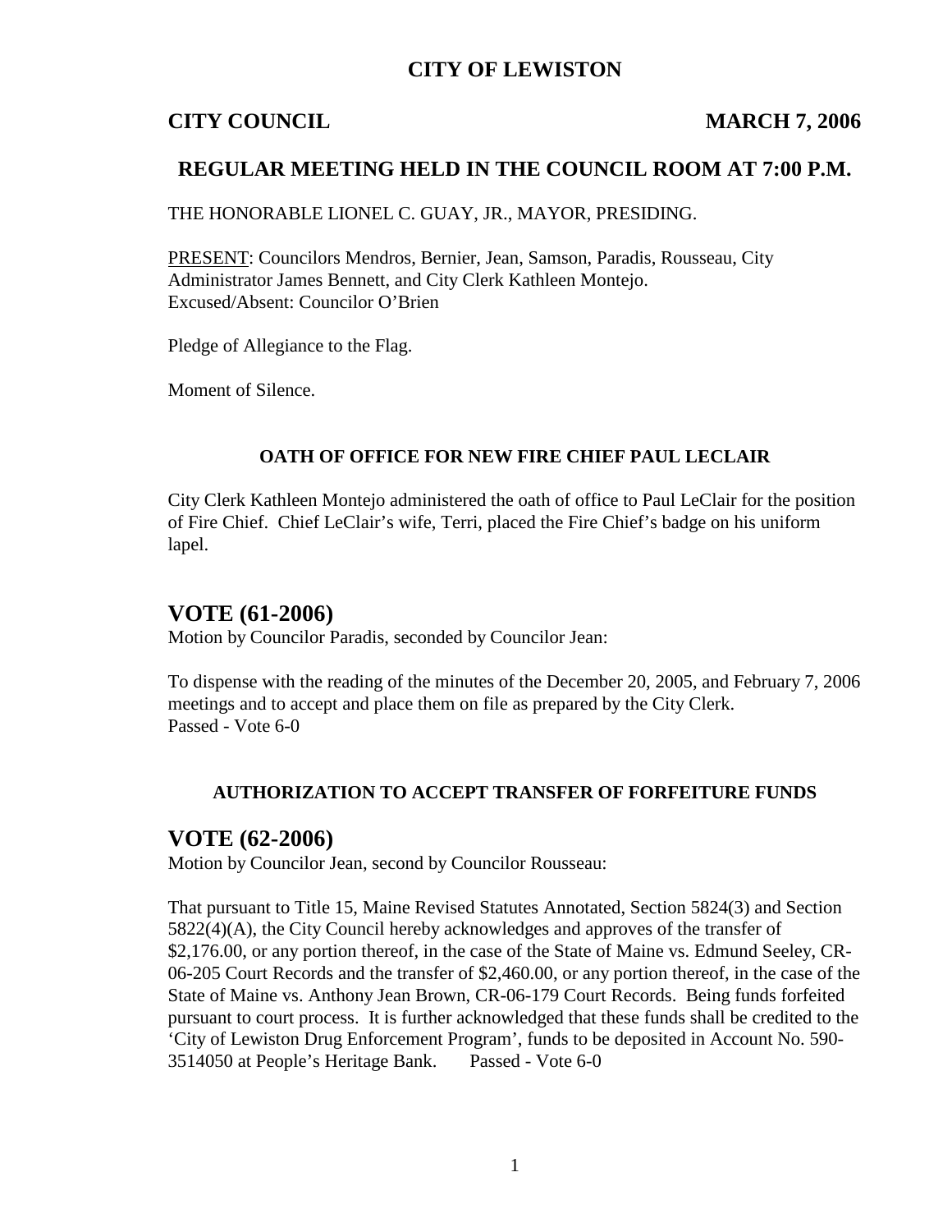# CITY OF LEWISTON

## CITY COUNCIL MARCH 7, 2006

## REGULAR MEETING HELD IN THE COUNCIL ROOM AT 7:00 P.M.

THE HONORABLE LIONEL C. GUAY, JR., MAYOR, PRESIDING.

PRESENT: Councilors Mendros, Bernier, Jean, Samson, Paradis, Rousseau, City Administrator James Bennett, and City Clerk Kathleen Montejo.
Excused/Absent: Councilor O'Brien

Pledge of Allegiance to the Flag.

Moment of Silence.

### OATH OF OFFICE FOR NEW FIRE CHIEF PAUL LECLAIR

City Clerk Kathleen Montejo administered the oath of office to Paul LeClair for the position of Fire Chief. Chief LeClair's wife, Terri, placed the Fire Chief's badge on his uniform lapel.

## VOTE (61-2006)

Motion by Councilor Paradis, seconded by Councilor Jean:

To dispense with the reading of the minutes of the December 20, 2005, and February 7, 2006 meetings and to accept and place them on file as prepared by the City Clerk.
Passed - Vote 6-0

### AUTHORIZATION TO ACCEPT TRANSFER OF FORFEITURE FUNDS

## VOTE (62-2006)

Motion by Councilor Jean, second by Councilor Rousseau:

That pursuant to Title 15, Maine Revised Statutes Annotated, Section 5824(3) and Section 5822(4)(A), the City Council hereby acknowledges and approves of the transfer of $2,176.00, or any portion thereof, in the case of the State of Maine vs. Edmund Seeley, CR-06-205 Court Records and the transfer of $2,460.00, or any portion thereof, in the case of the State of Maine vs. Anthony Jean Brown, CR-06-179 Court Records. Being funds forfeited pursuant to court process. It is further acknowledged that these funds shall be credited to the 'City of Lewiston Drug Enforcement Program', funds to be deposited in Account No. 590-3514050 at People's Heritage Bank. Passed - Vote 6-0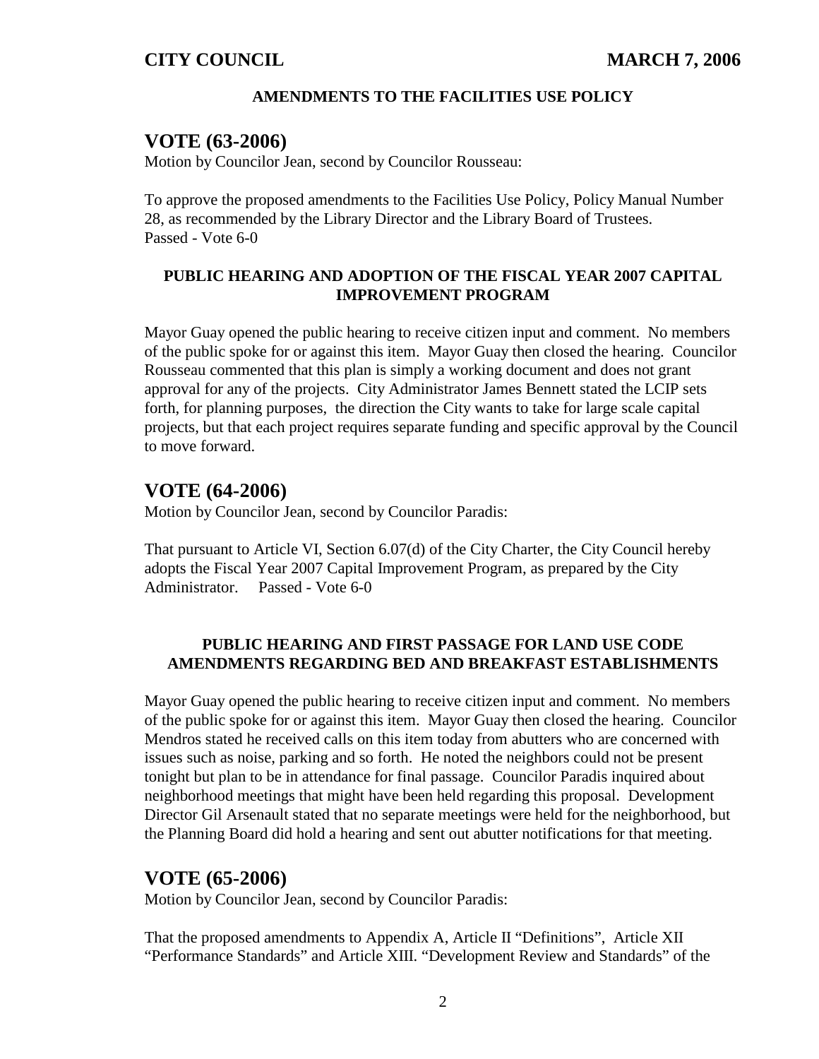### AMENDMENTS TO THE FACILITIES USE POLICY

## VOTE (63-2006)

Motion by Councilor Jean, second by Councilor Rousseau:

To approve the proposed amendments to the Facilities Use Policy, Policy Manual Number 28, as recommended by the Library Director and the Library Board of Trustees.
Passed - Vote 6-0

### PUBLIC HEARING AND ADOPTION OF THE FISCAL YEAR 2007 CAPITAL IMPROVEMENT PROGRAM

Mayor Guay opened the public hearing to receive citizen input and comment. No members of the public spoke for or against this item. Mayor Guay then closed the hearing. Councilor Rousseau commented that this plan is simply a working document and does not grant approval for any of the projects. City Administrator James Bennett stated the LCIP sets forth, for planning purposes, the direction the City wants to take for large scale capital projects, but that each project requires separate funding and specific approval by the Council to move forward.

## VOTE (64-2006)

Motion by Councilor Jean, second by Councilor Paradis:

That pursuant to Article VI, Section 6.07(d) of the City Charter, the City Council hereby adopts the Fiscal Year 2007 Capital Improvement Program, as prepared by the City Administrator. Passed - Vote 6-0

### PUBLIC HEARING AND FIRST PASSAGE FOR LAND USE CODE AMENDMENTS REGARDING BED AND BREAKFAST ESTABLISHMENTS

Mayor Guay opened the public hearing to receive citizen input and comment. No members of the public spoke for or against this item. Mayor Guay then closed the hearing. Councilor Mendros stated he received calls on this item today from abutters who are concerned with issues such as noise, parking and so forth. He noted the neighbors could not be present tonight but plan to be in attendance for final passage. Councilor Paradis inquired about neighborhood meetings that might have been held regarding this proposal. Development Director Gil Arsenault stated that no separate meetings were held for the neighborhood, but the Planning Board did hold a hearing and sent out abutter notifications for that meeting.

## VOTE (65-2006)

Motion by Councilor Jean, second by Councilor Paradis:

That the proposed amendments to Appendix A, Article II "Definitions", Article XII "Performance Standards" and Article XIII. "Development Review and Standards" of the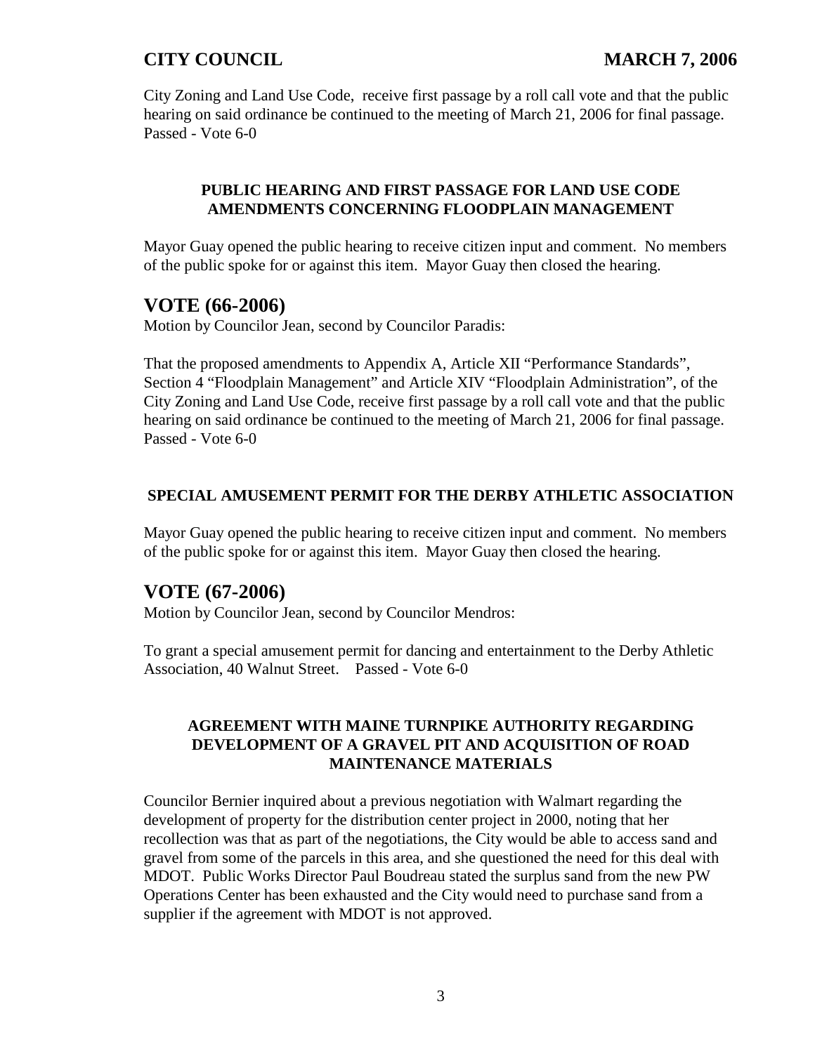City Zoning and Land Use Code, receive first passage by a roll call vote and that the public hearing on said ordinance be continued to the meeting of March 21, 2006 for final passage. Passed - Vote 6-0

**PUBLIC HEARING AND FIRST PASSAGE FOR LAND USE CODE AMENDMENTS CONCERNING FLOODPLAIN MANAGEMENT**

Mayor Guay opened the public hearing to receive citizen input and comment. No members of the public spoke for or against this item. Mayor Guay then closed the hearing.

## VOTE (66-2006)

Motion by Councilor Jean, second by Councilor Paradis:

That the proposed amendments to Appendix A, Article XII "Performance Standards", Section 4 "Floodplain Management" and Article XIV "Floodplain Administration", of the City Zoning and Land Use Code, receive first passage by a roll call vote and that the public hearing on said ordinance be continued to the meeting of March 21, 2006 for final passage. Passed - Vote 6-0

**SPECIAL AMUSEMENT PERMIT FOR THE DERBY ATHLETIC ASSOCIATION**

Mayor Guay opened the public hearing to receive citizen input and comment. No members of the public spoke for or against this item. Mayor Guay then closed the hearing.

## VOTE (67-2006)

Motion by Councilor Jean, second by Councilor Mendros:

To grant a special amusement permit for dancing and entertainment to the Derby Athletic Association, 40 Walnut Street. Passed - Vote 6-0

**AGREEMENT WITH MAINE TURNPIKE AUTHORITY REGARDING DEVELOPMENT OF A GRAVEL PIT AND ACQUISITION OF ROAD MAINTENANCE MATERIALS**

Councilor Bernier inquired about a previous negotiation with Walmart regarding the development of property for the distribution center project in 2000, noting that her recollection was that as part of the negotiations, the City would be able to access sand and gravel from some of the parcels in this area, and she questioned the need for this deal with MDOT. Public Works Director Paul Boudreau stated the surplus sand from the new PW Operations Center has been exhausted and the City would need to purchase sand from a supplier if the agreement with MDOT is not approved.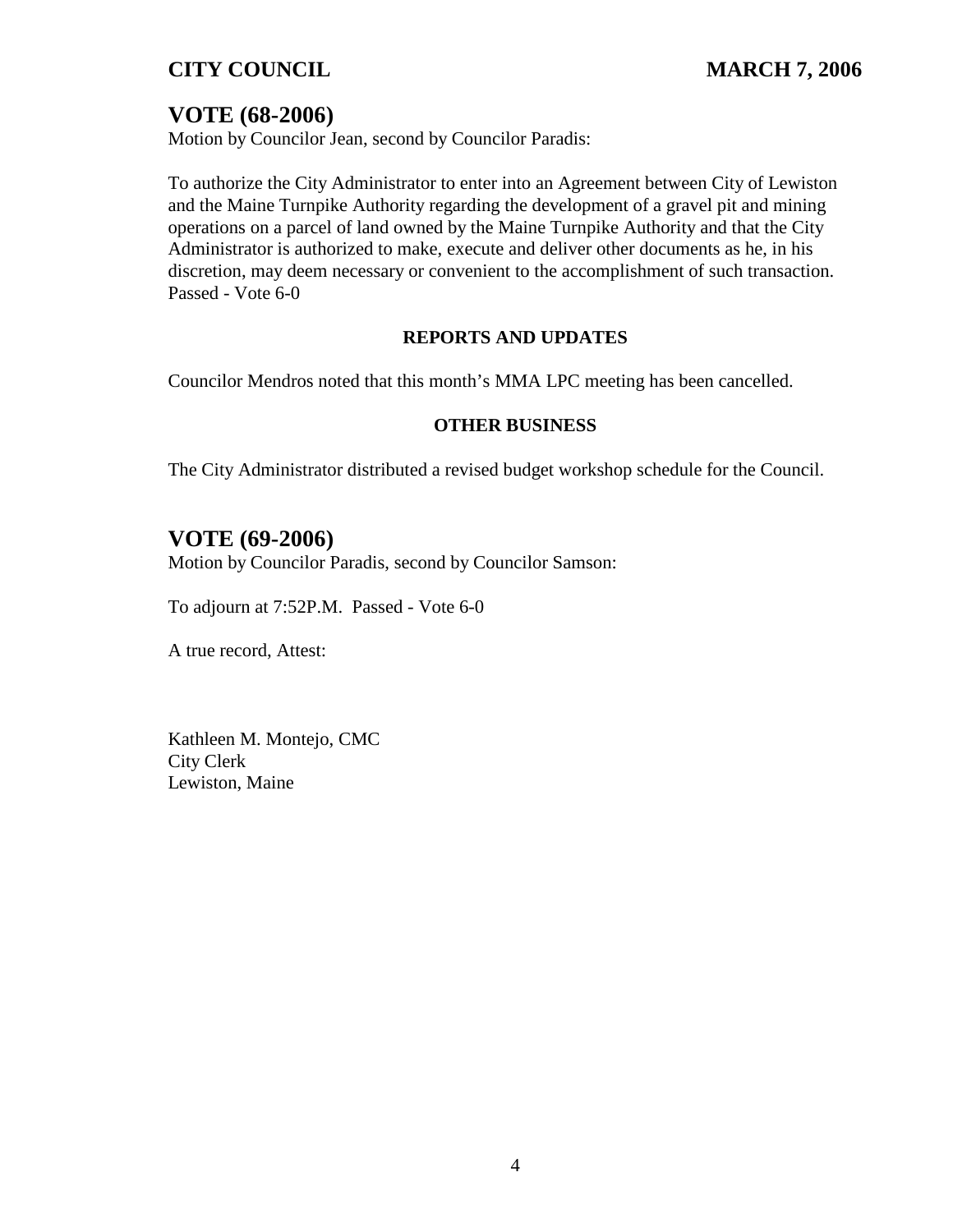## VOTE (68-2006)

Motion by Councilor Jean, second by Councilor Paradis:

To authorize the City Administrator to enter into an Agreement between City of Lewiston and the Maine Turnpike Authority regarding the development of a gravel pit and mining operations on a parcel of land owned by the Maine Turnpike Authority and that the City Administrator is authorized to make, execute and deliver other documents as he, in his discretion, may deem necessary or convenient to the accomplishment of such transaction. Passed - Vote 6-0

**REPORTS AND UPDATES**

Councilor Mendros noted that this month's MMA LPC meeting has been cancelled.

**OTHER BUSINESS**

The City Administrator distributed a revised budget workshop schedule for the Council.

## VOTE (69-2006)

Motion by Councilor Paradis, second by Councilor Samson:

To adjourn at 7:52P.M. Passed - Vote 6-0

A true record, Attest:

Kathleen M. Montejo, CMC
City Clerk
Lewiston, Maine